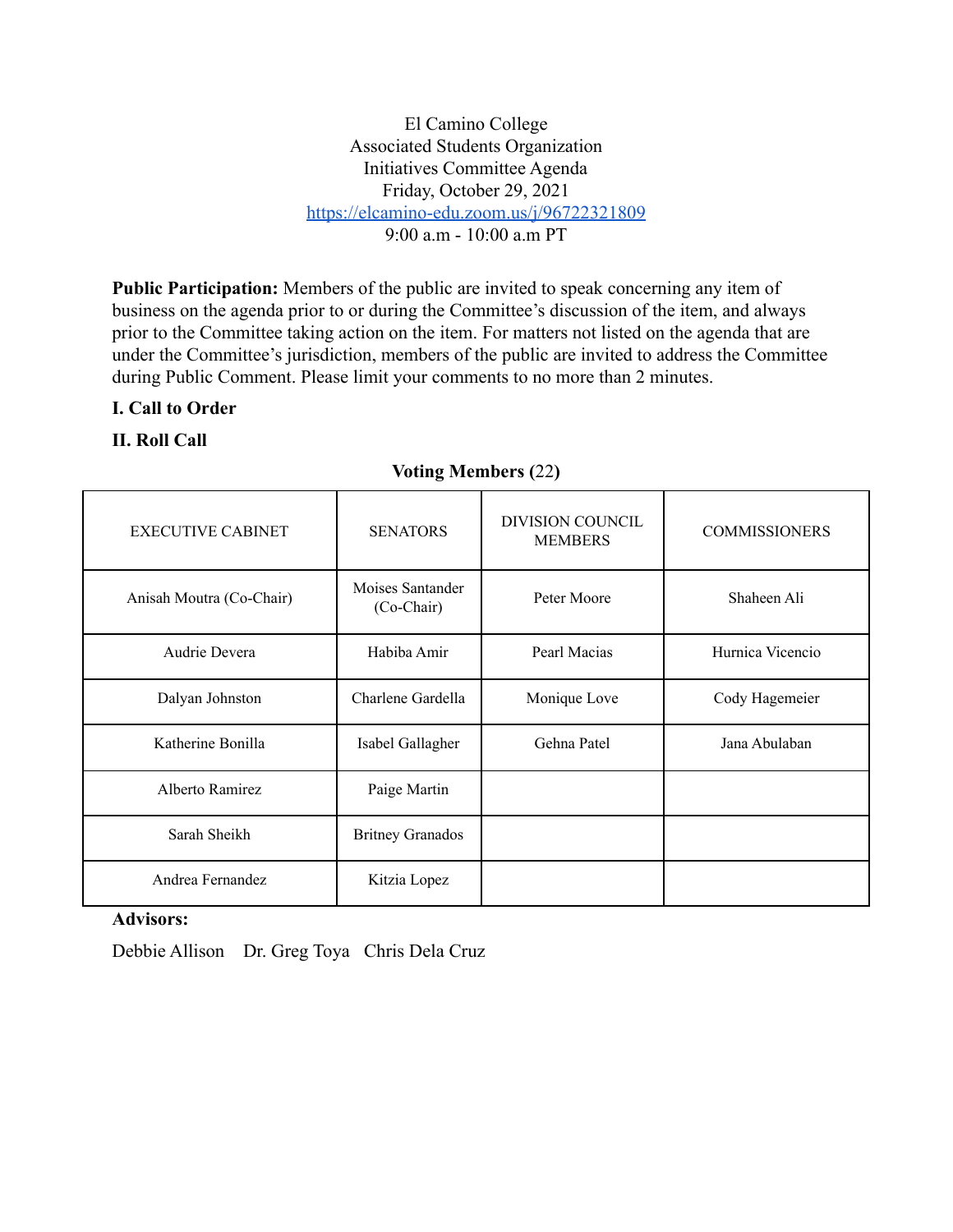El Camino College
Associated Students Organization
Initiatives Committee Agenda
Friday, October 29, 2021
[https://elcamino-edu.zoom.us/j/96722321809](https://elcamino-edu.zoom.us/j/96722321809)
9:00 a.m - 10:00 a.m PT

**Public Participation:** Members of the public are invited to speak concerning any item of business on the agenda prior to or during the Committee's discussion of the item, and always prior to the Committee taking action on the item. For matters not listed on the agenda that are under the Committee's jurisdiction, members of the public are invited to address the Committee during Public Comment. Please limit your comments to no more than 2 minutes.

**I. Call to Order**

**II. Roll Call**

**Voting Members (22)**

| EXECUTIVE CABINET | SENATORS | DIVISION COUNCIL MEMBERS | COMMISSIONERS |
|---|---|---|---|
| Anisah Moutra (Co-Chair) | Moises Santander (Co-Chair) | Peter Moore | Shaheen Ali |
| Audrie Devera | Habiba Amir | Pearl Macias | Hurnica Vicencio |
| Dalyan Johnston | Charlene Gardella | Monique Love | Cody Hagemeier |
| Katherine Bonilla | Isabel Gallagher | Gehna Patel | Jana Abulaban |
| Alberto Ramirez | Paige Martin | | |
| Sarah Sheikh | Britney Granados | | |
| Andrea Fernandez | Kitzia Lopez | | |

**Advisors:**

Debbie Allison Dr. Greg Toya Chris Dela Cruz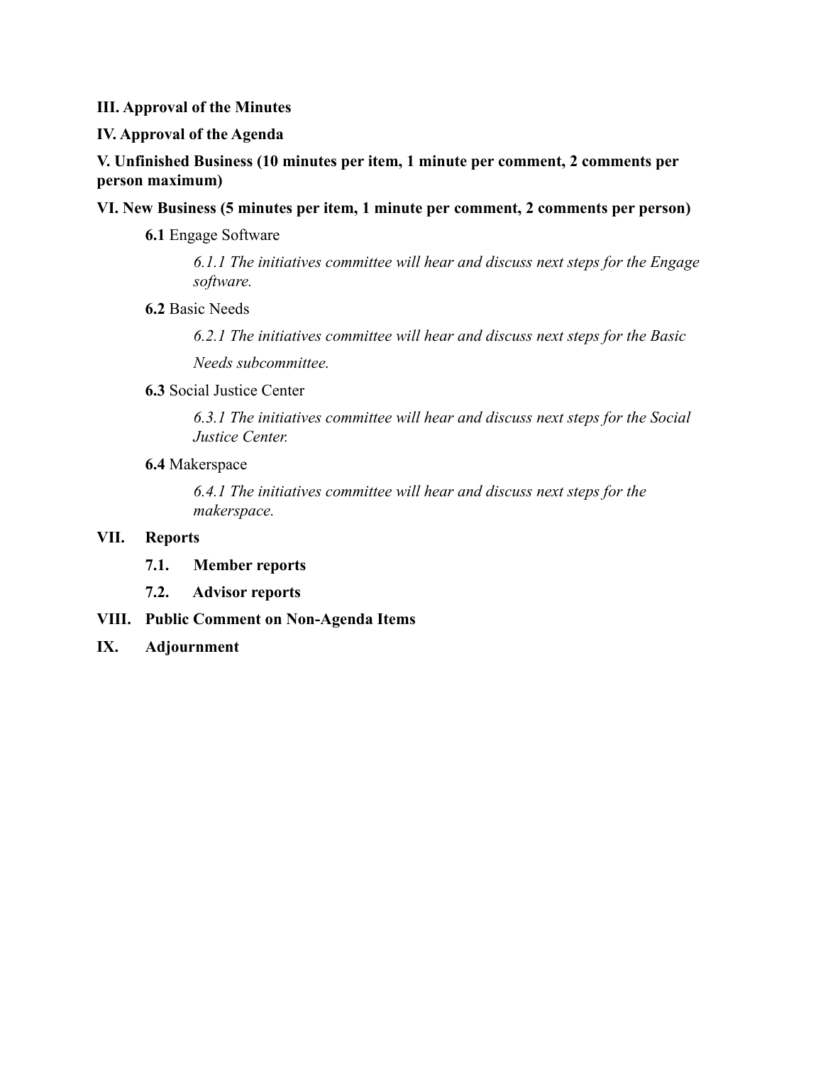**III. Approval of the Minutes**

**IV. Approval of the Agenda**

**V. Unfinished Business (10 minutes per item, 1 minute per comment, 2 comments per person maximum)**

**VI. New Business (5 minutes per item, 1 minute per comment, 2 comments per person)**

**6.1** Engage Software

*6.1.1 The initiatives committee will hear and discuss next steps for the Engage software.*

**6.2** Basic Needs

*6.2.1 The initiatives committee will hear and discuss next steps for the Basic Needs subcommittee.*

**6.3** Social Justice Center

*6.3.1 The initiatives committee will hear and discuss next steps for the Social Justice Center.*

**6.4** Makerspace

*6.4.1 The initiatives committee will hear and discuss next steps for the makerspace.*

**VII. Reports**

**7.1. Member reports**

**7.2. Advisor reports**

**VIII. Public Comment on Non-Agenda Items**

**IX. Adjournment**